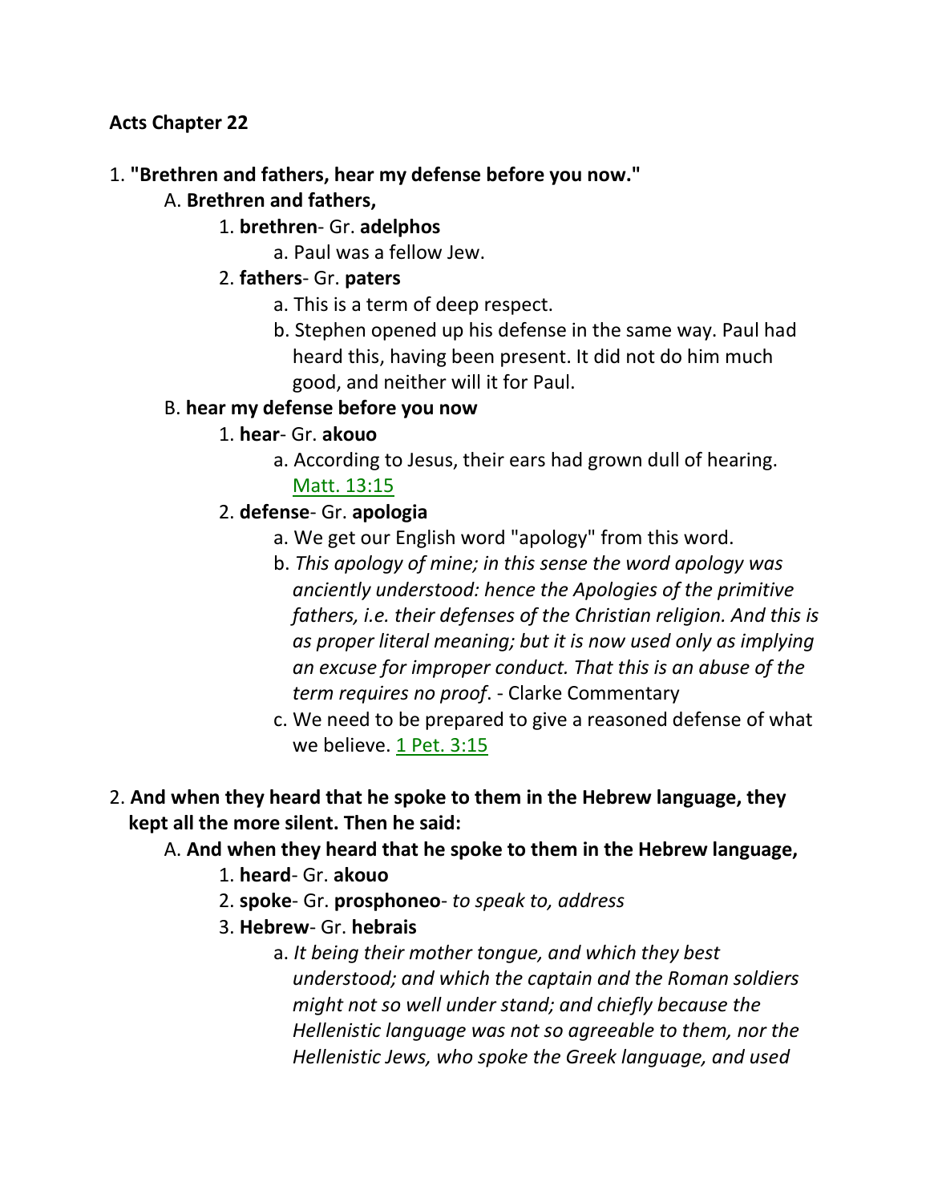**Acts Chapter 22**

1. **"Brethren and fathers, hear my defense before you now."**
   - A. **Brethren and fathers,**
     1. **brethren**- Gr. **adelphos**
        - a. Paul was a fellow Jew.
     2. **fathers**- Gr. **paters**
        - a. This is a term of deep respect.
        - b. Stephen opened up his defense in the same way. Paul had heard this, having been present. It did not do him much good, and neither will it for Paul.
   - B. **hear my defense before you now**
     1. **hear**- Gr. **akouo**
        - a. According to Jesus, their ears had grown dull of hearing. Matt. 13:15
     2. **defense**- Gr. **apologia**
        - a. We get our English word "apology" from this word.
        - b. *This apology of mine; in this sense the word apology was anciently understood: hence the Apologies of the primitive fathers, i.e. their defenses of the Christian religion. And this is as proper literal meaning; but it is now used only as implying an excuse for improper conduct. That this is an abuse of the term requires no proof*. - Clarke Commentary
        - c. We need to be prepared to give a reasoned defense of what we believe. 1 Pet. 3:15

2. **And when they heard that he spoke to them in the Hebrew language, they kept all the more silent. Then he said:**
   - A. **And when they heard that he spoke to them in the Hebrew language,**
     1. **heard**- Gr. **akouo**
     2. **spoke**- Gr. **prosphoneo**- *to speak to, address*
     3. **Hebrew**- Gr. **hebrais**
        - a. *It being their mother tongue, and which they best understood; and which the captain and the Roman soldiers might not so well under stand; and chiefly because the Hellenistic language was not so agreeable to them, nor the Hellenistic Jews, who spoke the Greek language, and used*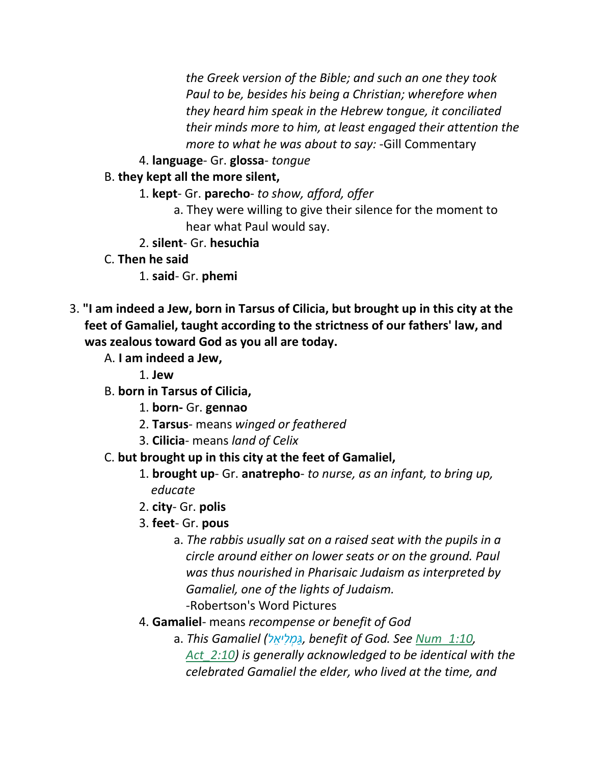*the Greek version of the Bible; and such an one they took Paul to be, besides his being a Christian; wherefore when they heard him speak in the Hebrew tongue, it conciliated their minds more to him, at least engaged their attention the more to what he was about to say:* -Gill Commentary

4. **language**- Gr. **glossa**- *tongue*

B. **they kept all the more silent,**

1. **kept**- Gr. **parecho**- *to show, afford, offer*
   a. They were willing to give their silence for the moment to hear what Paul would say.
2. **silent**- Gr. **hesuchia**

C. **Then he said**

1. **said**- Gr. **phemi**

3. **"I am indeed a Jew, born in Tarsus of Cilicia, but brought up in this city at the feet of Gamaliel, taught according to the strictness of our fathers' law, and was zealous toward God as you all are today.**

A. **I am indeed a Jew,**

1. **Jew**

B. **born in Tarsus of Cilicia,**

1. **born-** Gr. **gennao**
2. **Tarsus**- means *winged or feathered*
3. **Cilicia**- means *land of Celix*

C. **but brought up in this city at the feet of Gamaliel,**

1. **brought up**- Gr. **anatrepho**- *to nurse, as an infant, to bring up, educate*
2. **city**- Gr. **polis**
3. **feet**- Gr. **pous**
   a. *The rabbis usually sat on a raised seat with the pupils in a circle around either on lower seats or on the ground. Paul was thus nourished in Pharisaic Judaism as interpreted by Gamaliel, one of the lights of Judaism.* -Robertson's Word Pictures
4. **Gamaliel**- means *recompense or benefit of God*
   a. *This Gamaliel (גַּמְלִיאֵל, benefit of God. See Num 1:10, Act 2:10) is generally acknowledged to be identical with the celebrated Gamaliel the elder, who lived at the time, and*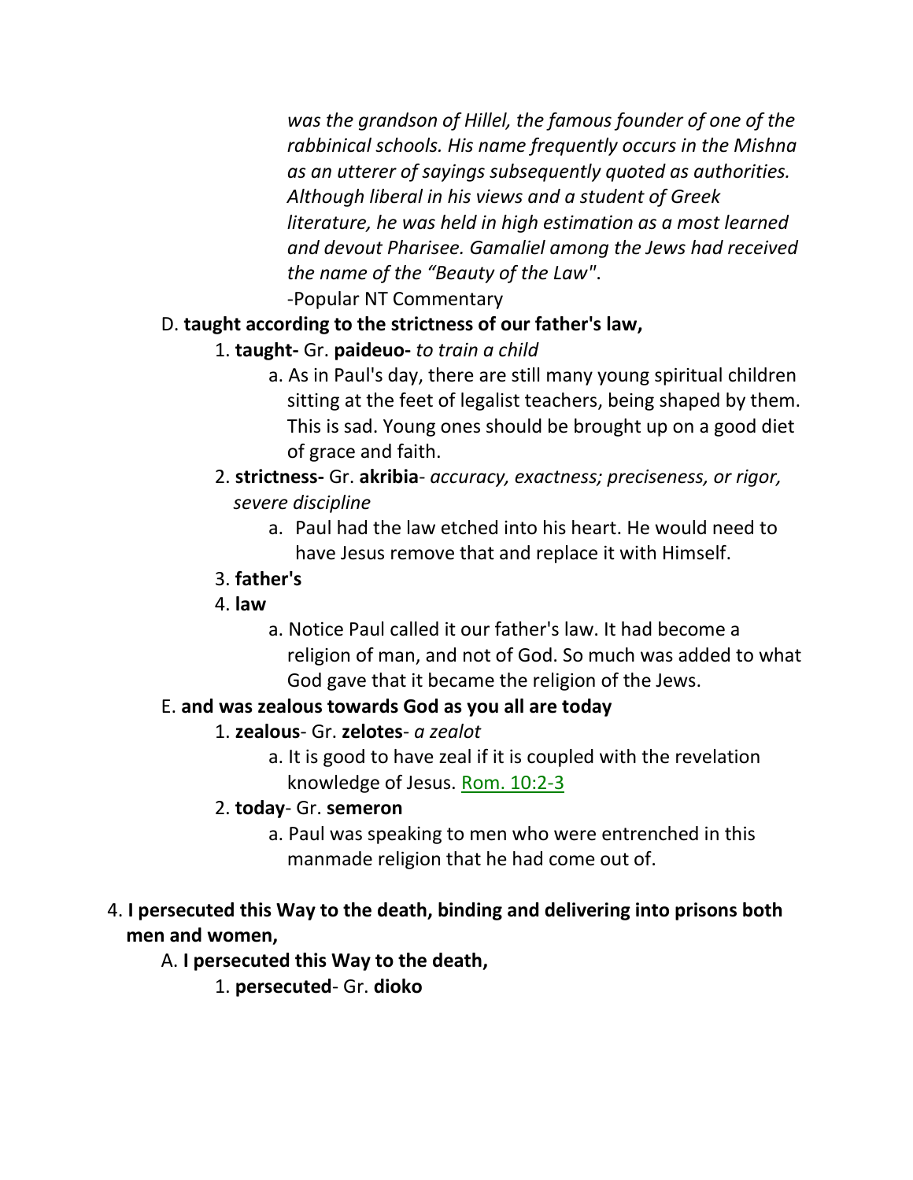*was the grandson of Hillel, the famous founder of one of the rabbinical schools. His name frequently occurs in the Mishna as an utterer of sayings subsequently quoted as authorities. Although liberal in his views and a student of Greek literature, he was held in high estimation as a most learned and devout Pharisee. Gamaliel among the Jews had received the name of the "Beauty of the Law"*.
-Popular NT Commentary

D. **taught according to the strictness of our father's law,**

1. **taught-** Gr. **paideuo-** *to train a child*
    a. As in Paul's day, there are still many young spiritual children sitting at the feet of legalist teachers, being shaped by them. This is sad. Young ones should be brought up on a good diet of grace and faith.
2. **strictness-** Gr. **akribia**- *accuracy, exactness; preciseness, or rigor, severe discipline*
    a. Paul had the law etched into his heart. He would need to have Jesus remove that and replace it with Himself.
3. **father's**
4. **law**
    a. Notice Paul called it our father's law. It had become a religion of man, and not of God. So much was added to what God gave that it became the religion of the Jews.

E. **and was zealous towards God as you all are today**

1. **zealous**- Gr. **zelotes**- *a zealot*
    a. It is good to have zeal if it is coupled with the revelation knowledge of Jesus. Rom. 10:2-3
2. **today**- Gr. **semeron**
    a. Paul was speaking to men who were entrenched in this manmade religion that he had come out of.

4. **I persecuted this Way to the death, binding and delivering into prisons both men and women,**

A. **I persecuted this Way to the death,**

1. **persecuted**- Gr. **dioko**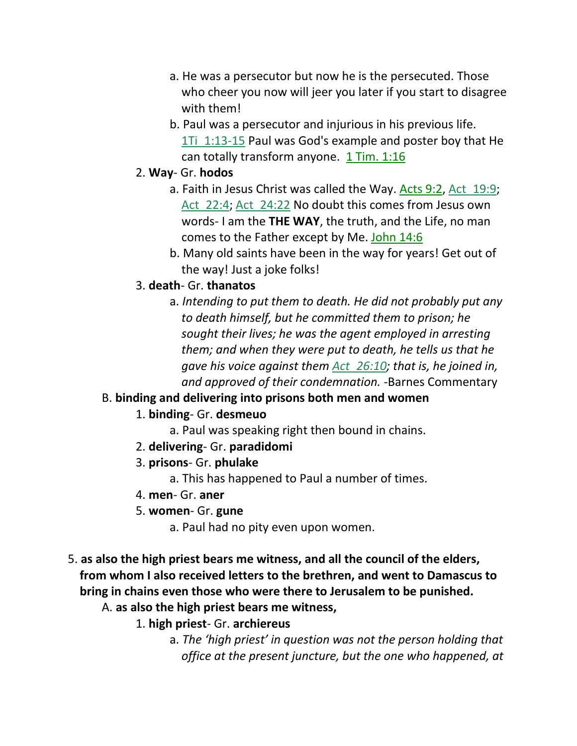- a. He was a persecutor but now he is the persecuted. Those who cheer you now will jeer you later if you start to disagree with them!
  - b. Paul was a persecutor and injurious in his previous life. 1Ti 1:13-15 Paul was God's example and poster boy that He can totally transform anyone. 1 Tim. 1:16

2. **Way**- Gr. **hodos**
   - a. Faith in Jesus Christ was called the Way. Acts 9:2, Act 19:9; Act 22:4; Act 24:22 No doubt this comes from Jesus own words- I am the **THE WAY**, the truth, and the Life, no man comes to the Father except by Me. John 14:6
   - b. Many old saints have been in the way for years! Get out of the way! Just a joke folks!

3. **death**- Gr. **thanatos**
   - a. *Intending to put them to death. He did not probably put any to death himself, but he committed them to prison; he sought their lives; he was the agent employed in arresting them; and when they were put to death, he tells us that he gave his voice against them Act 26:10; that is, he joined in, and approved of their condemnation.* -Barnes Commentary

B. **binding and delivering into prisons both men and women**

1. **binding**- Gr. **desmeuo**
   - a. Paul was speaking right then bound in chains.
2. **delivering**- Gr. **paradidomi**
3. **prisons**- Gr. **phulake**
   - a. This has happened to Paul a number of times.
4. **men**- Gr. **aner**
5. **women**- Gr. **gune**
   - a. Paul had no pity even upon women.

5. **as also the high priest bears me witness, and all the council of the elders, from whom I also received letters to the brethren, and went to Damascus to bring in chains even those who were there to Jerusalem to be punished.**

A. **as also the high priest bears me witness,**

1. **high priest**- Gr. **archiereus**
   - a. *The 'high priest' in question was not the person holding that office at the present juncture, but the one who happened, at*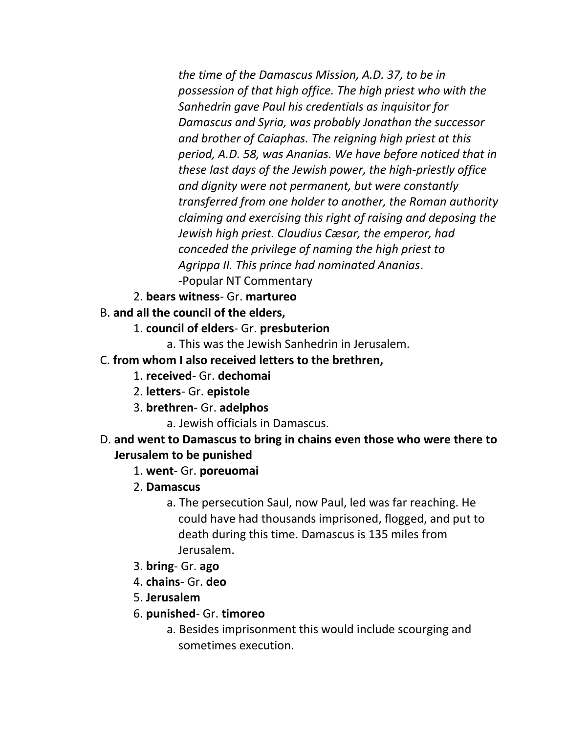*the time of the Damascus Mission, A.D. 37, to be in possession of that high office. The high priest who with the Sanhedrin gave Paul his credentials as inquisitor for Damascus and Syria, was probably Jonathan the successor and brother of Caiaphas. The reigning high priest at this period, A.D. 58, was Ananias. We have before noticed that in these last days of the Jewish power, the high-priestly office and dignity were not permanent, but were constantly transferred from one holder to another, the Roman authority claiming and exercising this right of raising and deposing the Jewish high priest. Claudius Cæsar, the emperor, had conceded the privilege of naming the high priest to Agrippa II. This prince had nominated Ananias*.
-Popular NT Commentary

2. **bears witness**- Gr. **martureo**

B. **and all the council of the elders,**

1. **council of elders**- Gr. **presbuterion**
   a. This was the Jewish Sanhedrin in Jerusalem.

C. **from whom I also received letters to the brethren,**

1. **received**- Gr. **dechomai**
2. **letters**- Gr. **epistole**
3. **brethren**- Gr. **adelphos**
   a. Jewish officials in Damascus.

D. **and went to Damascus to bring in chains even those who were there to Jerusalem to be punished**

1. **went**- Gr. **poreuomai**
2. **Damascus**
   a. The persecution Saul, now Paul, led was far reaching. He could have had thousands imprisoned, flogged, and put to death during this time. Damascus is 135 miles from Jerusalem.
3. **bring**- Gr. **ago**
4. **chains**- Gr. **deo**
5. **Jerusalem**
6. **punished**- Gr. **timoreo**
   a. Besides imprisonment this would include scourging and sometimes execution.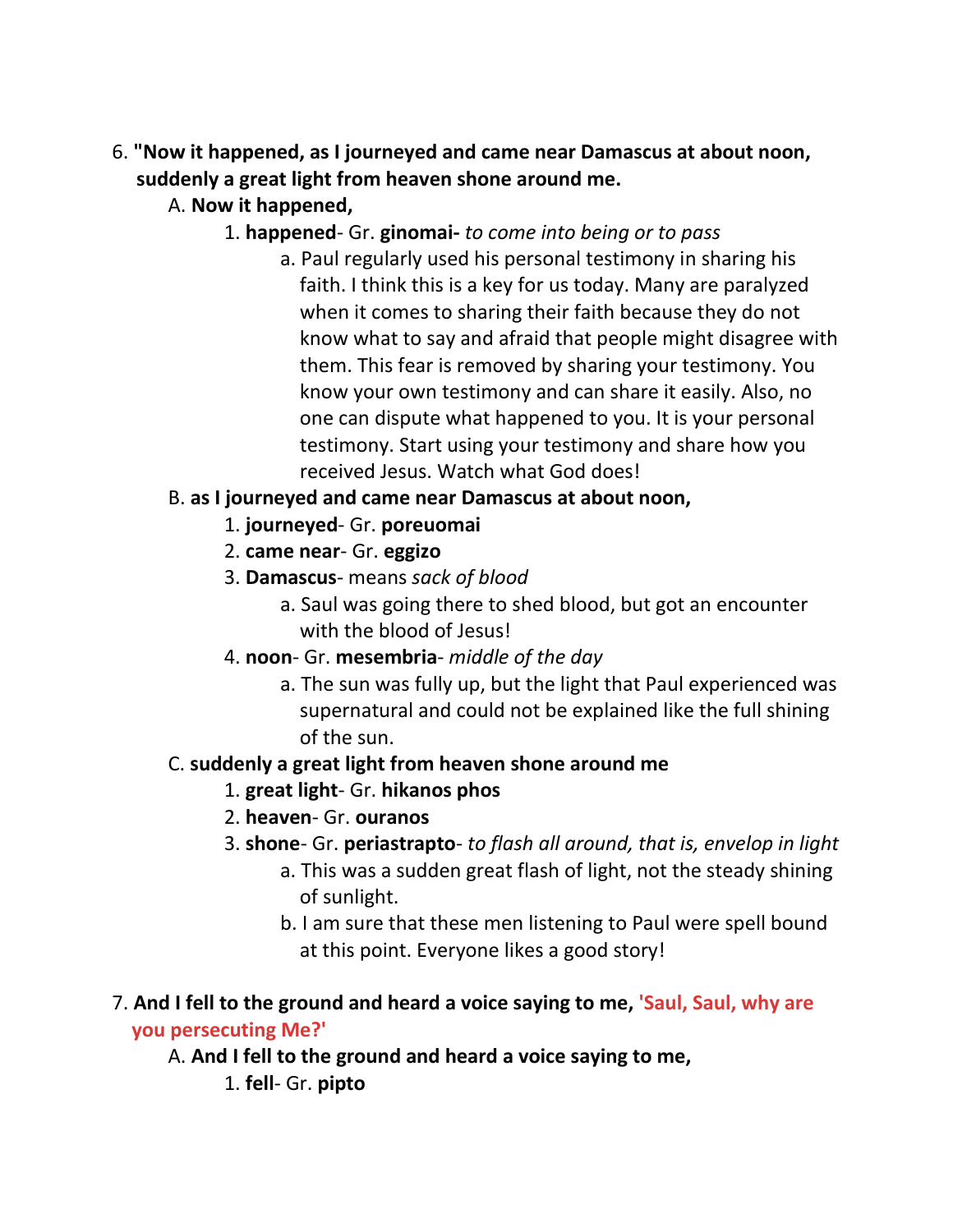6. **"Now it happened, as I journeyed and came near Damascus at about noon, suddenly a great light from heaven shone around me.**
    A. **Now it happened,**
        1. **happened**- Gr. **ginomai-** *to come into being or to pass*
            a. Paul regularly used his personal testimony in sharing his faith. I think this is a key for us today. Many are paralyzed when it comes to sharing their faith because they do not know what to say and afraid that people might disagree with them. This fear is removed by sharing your testimony. You know your own testimony and can share it easily. Also, no one can dispute what happened to you. It is your personal testimony. Start using your testimony and share how you received Jesus. Watch what God does!
    B. **as I journeyed and came near Damascus at about noon,**
        1. **journeyed**- Gr. **poreuomai**
        2. **came near**- Gr. **eggizo**
        3. **Damascus**- means *sack of blood*
            a. Saul was going there to shed blood, but got an encounter with the blood of Jesus!
        4. **noon**- Gr. **mesembria**- *middle of the day*
            a. The sun was fully up, but the light that Paul experienced was supernatural and could not be explained like the full shining of the sun.
    C. **suddenly a great light from heaven shone around me**
        1. **great light**- Gr. **hikanos phos**
        2. **heaven**- Gr. **ouranos**
        3. **shone**- Gr. **periastrapto**- *to flash all around, that is, envelop in light*
            a. This was a sudden great flash of light, not the steady shining of sunlight.
            b. I am sure that these men listening to Paul were spell bound at this point. Everyone likes a good story!

7. **And I fell to the ground and heard a voice saying to me, 'Saul, Saul, why are you persecuting Me?'**
    A. **And I fell to the ground and heard a voice saying to me,**
        1. **fell**- Gr. **pipto**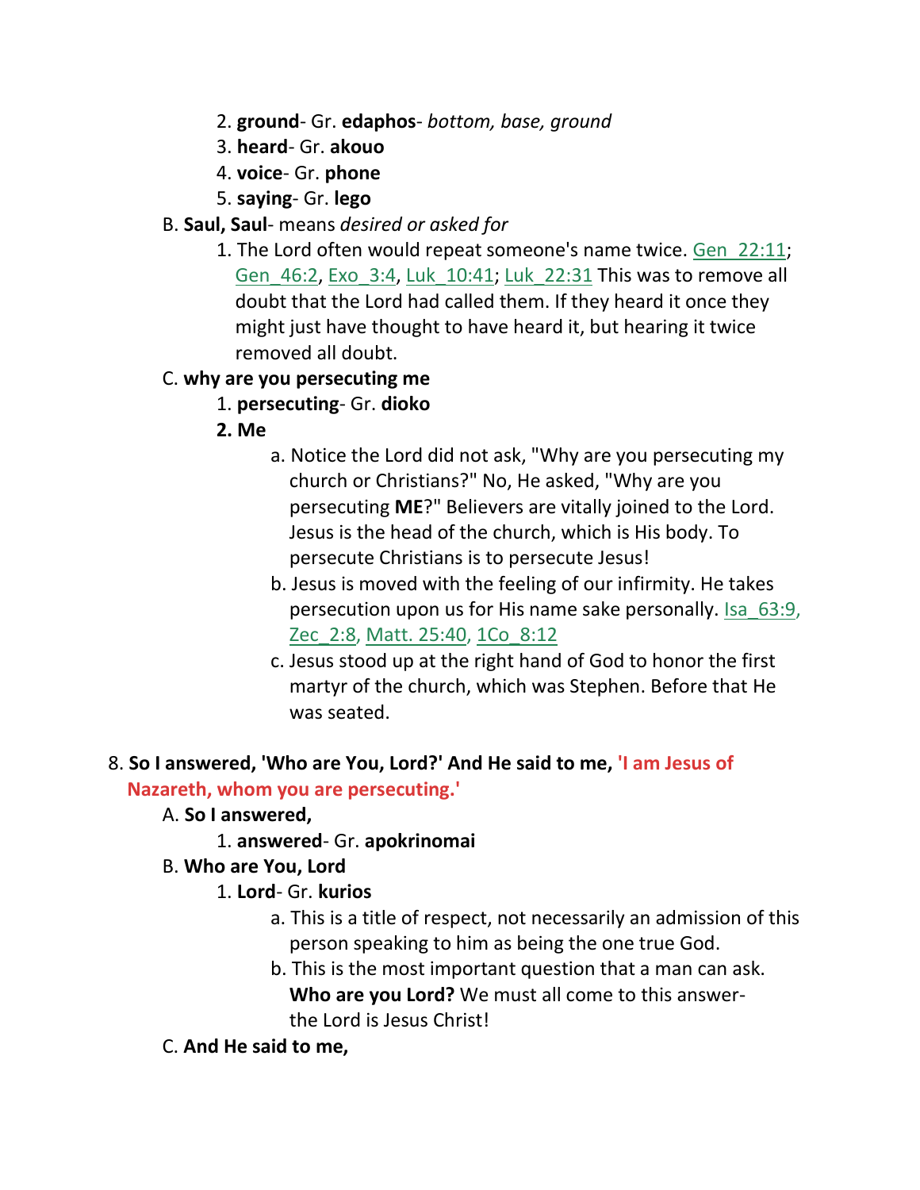2. **ground**- Gr. **edaphos**- *bottom, base, ground*
3. **heard**- Gr. **akouo**
4. **voice**- Gr. **phone**
5. **saying**- Gr. **lego**

B. **Saul, Saul**- means *desired or asked for*

1. The Lord often would repeat someone's name twice. Gen_22:11; Gen_46:2, Exo_3:4, Luk_10:41; Luk_22:31 This was to remove all doubt that the Lord had called them. If they heard it once they might just have thought to have heard it, but hearing it twice removed all doubt.

C. **why are you persecuting me**

1. **persecuting**- Gr. **dioko**
2. **Me**
   a. Notice the Lord did not ask, "Why are you persecuting my church or Christians?" No, He asked, "Why are you persecuting **ME**?" Believers are vitally joined to the Lord. Jesus is the head of the church, which is His body. To persecute Christians is to persecute Jesus!
   b. Jesus is moved with the feeling of our infirmity. He takes persecution upon us for His name sake personally. Isa_63:9, Zec_2:8, Matt. 25:40, 1Co_8:12
   c. Jesus stood up at the right hand of God to honor the first martyr of the church, which was Stephen. Before that He was seated.

8. **So I answered, 'Who are You, Lord?' And He said to me, 'I am Jesus of Nazareth, whom you are persecuting.'**

A. **So I answered,**

1. **answered**- Gr. **apokrinomai**

B. **Who are You, Lord**

1. **Lord**- Gr. **kurios**
   a. This is a title of respect, not necessarily an admission of this person speaking to him as being the one true God.
   b. This is the most important question that a man can ask. **Who are you Lord?** We must all come to this answer- the Lord is Jesus Christ!

C. **And He said to me,**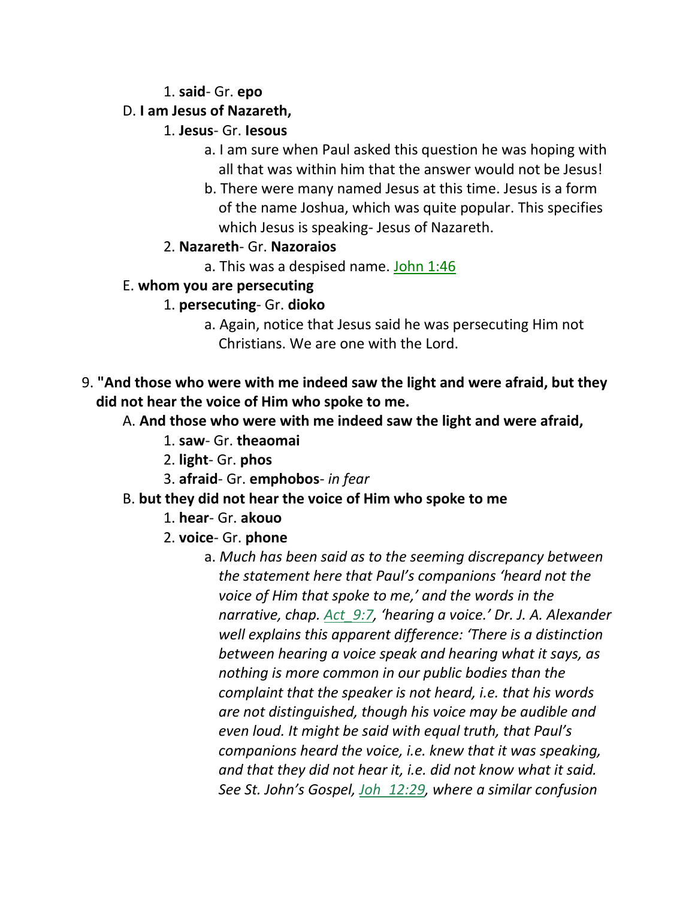1. **said**- Gr. **epo**

D. **I am Jesus of Nazareth,**

1. **Jesus**- Gr. **Iesous**
    a. I am sure when Paul asked this question he was hoping with all that was within him that the answer would not be Jesus!
    b. There were many named Jesus at this time. Jesus is a form of the name Joshua, which was quite popular. This specifies which Jesus is speaking- Jesus of Nazareth.
2. **Nazareth**- Gr. **Nazoraios**
    a. This was a despised name. John 1:46

E. **whom you are persecuting**

1. **persecuting**- Gr. **dioko**
    a. Again, notice that Jesus said he was persecuting Him not Christians. We are one with the Lord.

9. **"And those who were with me indeed saw the light and were afraid, but they did not hear the voice of Him who spoke to me.**

A. **And those who were with me indeed saw the light and were afraid,**

1. **saw**- Gr. **theaomai**
2. **light**- Gr. **phos**
3. **afraid**- Gr. **emphobos**- *in fear*

B. **but they did not hear the voice of Him who spoke to me**

1. **hear**- Gr. **akouo**
2. **voice**- Gr. **phone**
    a. *Much has been said as to the seeming discrepancy between the statement here that Paul's companions 'heard not the voice of Him that spoke to me,' and the words in the narrative, chap. Act_9:7, 'hearing a voice.' Dr. J. A. Alexander well explains this apparent difference: 'There is a distinction between hearing a voice speak and hearing what it says, as nothing is more common in our public bodies than the complaint that the speaker is not heard, i.e. that his words are not distinguished, though his voice may be audible and even loud. It might be said with equal truth, that Paul's companions heard the voice, i.e. knew that it was speaking, and that they did not hear it, i.e. did not know what it said. See St. John's Gospel, Joh_12:29, where a similar confusion*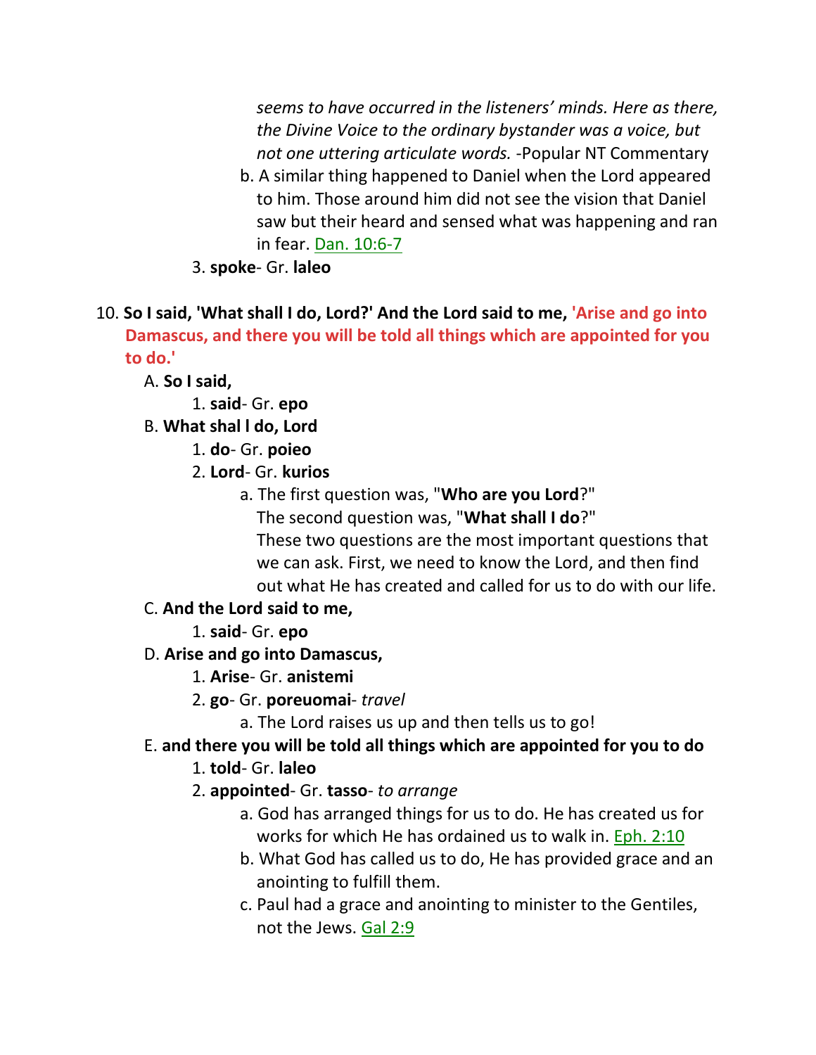*seems to have occurred in the listeners' minds. Here as there, the Divine Voice to the ordinary bystander was a voice, but not one uttering articulate words.* -Popular NT Commentary

b. A similar thing happened to Daniel when the Lord appeared to him. Those around him did not see the vision that Daniel saw but their heard and sensed what was happening and ran in fear. Dan. 10:6-7

3. **spoke**- Gr. **laleo**

10. **So I said, 'What shall I do, Lord?' And the Lord said to me, 'Arise and go into Damascus, and there you will be told all things which are appointed for you to do.'**

A. **So I said,**

1. **said**- Gr. **epo**

B. **What shal l do, Lord**

1. **do**- Gr. **poieo**
2. **Lord**- Gr. **kurios**

a. The first question was, "**Who are you Lord**?"
The second question was, "**What shall I do**?"
These two questions are the most important questions that we can ask. First, we need to know the Lord, and then find out what He has created and called for us to do with our life.

C. **And the Lord said to me,**

1. **said**- Gr. **epo**

D. **Arise and go into Damascus,**

1. **Arise**- Gr. **anistemi**
2. **go**- Gr. **poreuomai**- *travel*

a. The Lord raises us up and then tells us to go!

E. **and there you will be told all things which are appointed for you to do**

1. **told**- Gr. **laleo**
2. **appointed**- Gr. **tasso**- *to arrange*

a. God has arranged things for us to do. He has created us for works for which He has ordained us to walk in. Eph. 2:10

b. What God has called us to do, He has provided grace and an anointing to fulfill them.

c. Paul had a grace and anointing to minister to the Gentiles, not the Jews. Gal 2:9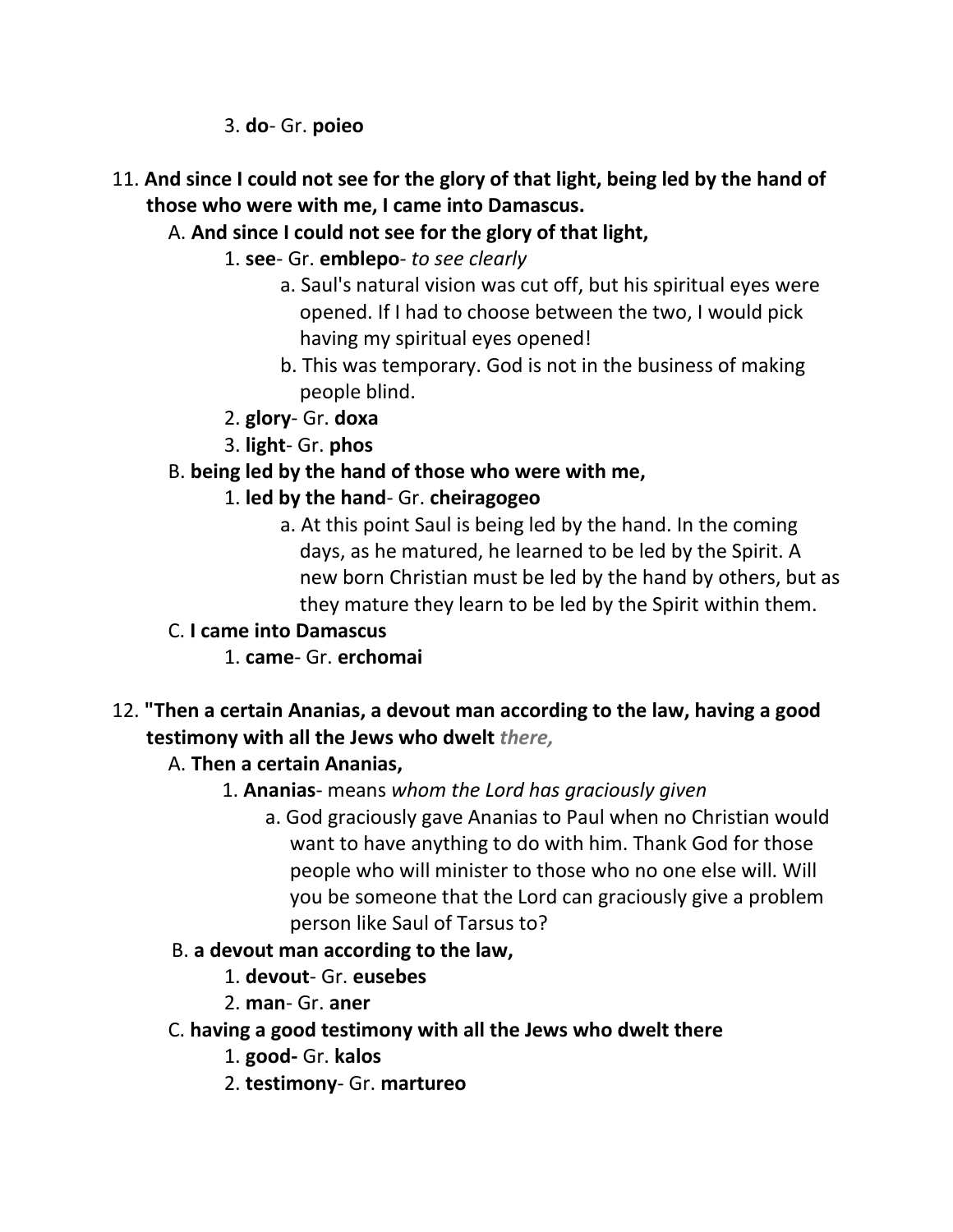3. **do**- Gr. **poieo**

11. **And since I could not see for the glory of that light, being led by the hand of those who were with me, I came into Damascus.**
    - A. **And since I could not see for the glory of that light,**
        - 1. **see**- Gr. **emblepo**- *to see clearly*
            - a. Saul's natural vision was cut off, but his spiritual eyes were opened. If I had to choose between the two, I would pick having my spiritual eyes opened!
            - b. This was temporary. God is not in the business of making people blind.
        - 2. **glory**- Gr. **doxa**
        - 3. **light**- Gr. **phos**
    - B. **being led by the hand of those who were with me,**
        - 1. **led by the hand**- Gr. **cheiragogeo**
            - a. At this point Saul is being led by the hand. In the coming days, as he matured, he learned to be led by the Spirit. A new born Christian must be led by the hand by others, but as they mature they learn to be led by the Spirit within them.
    - C. **I came into Damascus**
        - 1. **came**- Gr. **erchomai**

12. **"Then a certain Ananias, a devout man according to the law, having a good testimony with all the Jews who dwelt** ***there,***
    - A. **Then a certain Ananias,**
        - 1. **Ananias**- means *whom the Lord has graciously given*
            - a. God graciously gave Ananias to Paul when no Christian would want to have anything to do with him. Thank God for those people who will minister to those who no one else will. Will you be someone that the Lord can graciously give a problem person like Saul of Tarsus to?
    - B. **a devout man according to the law,**
        - 1. **devout**- Gr. **eusebes**
        - 2. **man**- Gr. **aner**
    - C. **having a good testimony with all the Jews who dwelt there**
        - 1. **good-** Gr. **kalos**
        - 2. **testimony**- Gr. **martureo**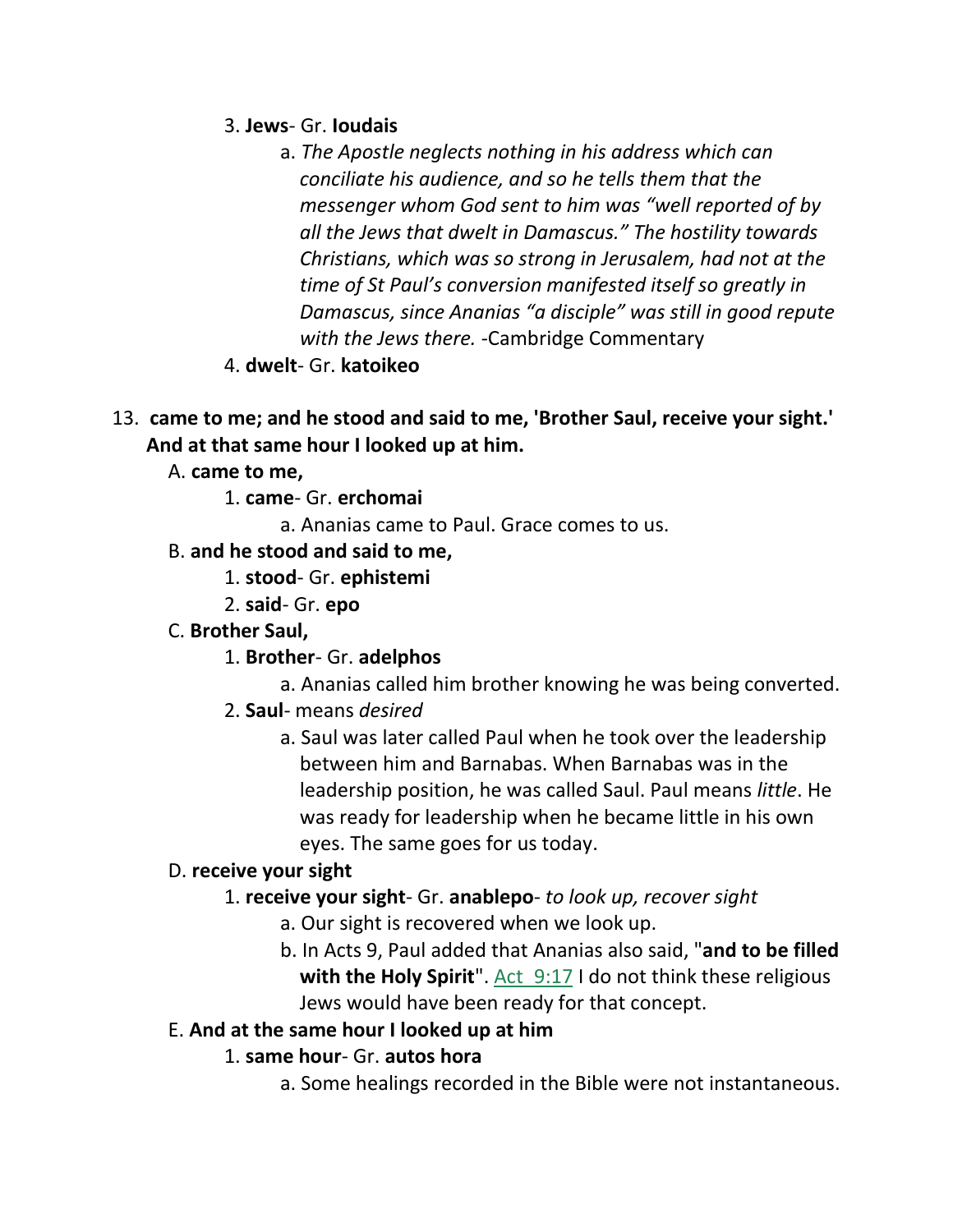3. **Jews**- Gr. **Ioudais**

   a. *The Apostle neglects nothing in his address which can conciliate his audience, and so he tells them that the messenger whom God sent to him was "well reported of by all the Jews that dwelt in Damascus." The hostility towards Christians, which was so strong in Jerusalem, had not at the time of St Paul's conversion manifested itself so greatly in Damascus, since Ananias "a disciple" was still in good repute with the Jews there.* -Cambridge Commentary

4. **dwelt**- Gr. **katoikeo**

13. **came to me; and he stood and said to me, 'Brother Saul, receive your sight.' And at that same hour I looked up at him.**

A. **came to me,**

1. **came**- Gr. **erchomai**

   a. Ananias came to Paul. Grace comes to us.

B. **and he stood and said to me,**

1. **stood**- Gr. **ephistemi**
2. **said**- Gr. **epo**

C. **Brother Saul,**

1. **Brother**- Gr. **adelphos**

   a. Ananias called him brother knowing he was being converted.

2. **Saul**- means *desired*

   a. Saul was later called Paul when he took over the leadership between him and Barnabas. When Barnabas was in the leadership position, he was called Saul. Paul means *little*. He was ready for leadership when he became little in his own eyes. The same goes for us today.

D. **receive your sight**

1. **receive your sight**- Gr. **anablepo**- *to look up, recover sight*

   a. Our sight is recovered when we look up.

   b. In Acts 9, Paul added that Ananias also said, "**and to be filled with the Holy Spirit**". Act 9:17 I do not think these religious Jews would have been ready for that concept.

E. **And at the same hour I looked up at him**

1. **same hour**- Gr. **autos hora**

   a. Some healings recorded in the Bible were not instantaneous.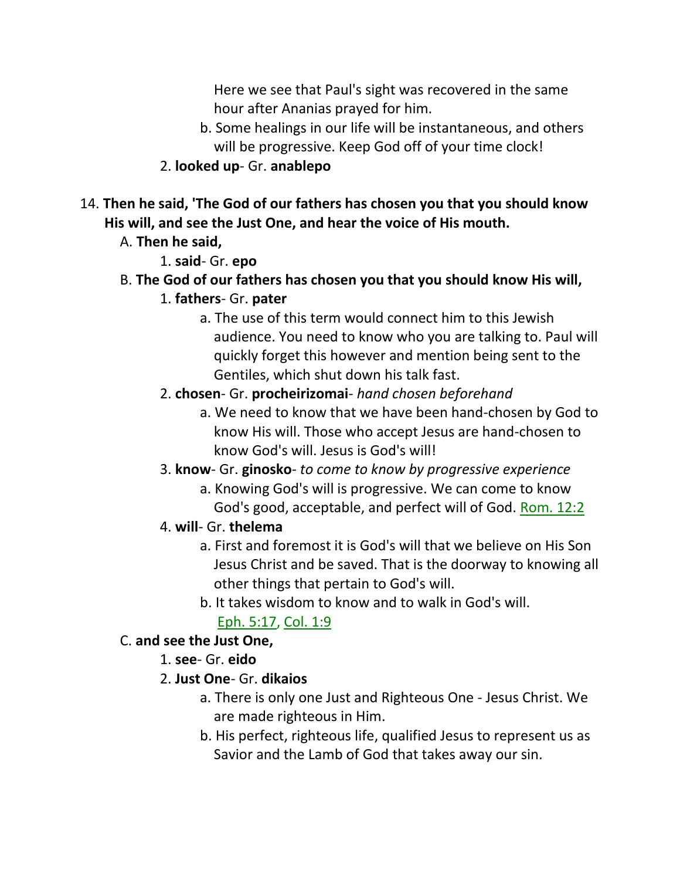Here we see that Paul's sight was recovered in the same hour after Ananias prayed for him.

b. Some healings in our life will be instantaneous, and others will be progressive. Keep God off of your time clock!

2. **looked up**- Gr. **anablepo**

14. **Then he said, 'The God of our fathers has chosen you that you should know His will, and see the Just One, and hear the voice of His mouth.**

A. **Then he said,**

1. **said**- Gr. **epo**

B. **The God of our fathers has chosen you that you should know His will,**

1. **fathers**- Gr. **pater**

a. The use of this term would connect him to this Jewish audience. You need to know who you are talking to. Paul will quickly forget this however and mention being sent to the Gentiles, which shut down his talk fast.

2. **chosen**- Gr. **procheirizomai**- *hand chosen beforehand*

a. We need to know that we have been hand-chosen by God to know His will. Those who accept Jesus are hand-chosen to know God's will. Jesus is God's will!

3. **know**- Gr. **ginosko**- *to come to know by progressive experience*

a. Knowing God's will is progressive. We can come to know God's good, acceptable, and perfect will of God. Rom. 12:2

4. **will**- Gr. **thelema**

a. First and foremost it is God's will that we believe on His Son Jesus Christ and be saved. That is the doorway to knowing all other things that pertain to God's will.

b. It takes wisdom to know and to walk in God's will. Eph. 5:17, Col. 1:9

C. **and see the Just One,**

1. **see**- Gr. **eido**

2. **Just One**- Gr. **dikaios**

a. There is only one Just and Righteous One - Jesus Christ. We are made righteous in Him.

b. His perfect, righteous life, qualified Jesus to represent us as Savior and the Lamb of God that takes away our sin.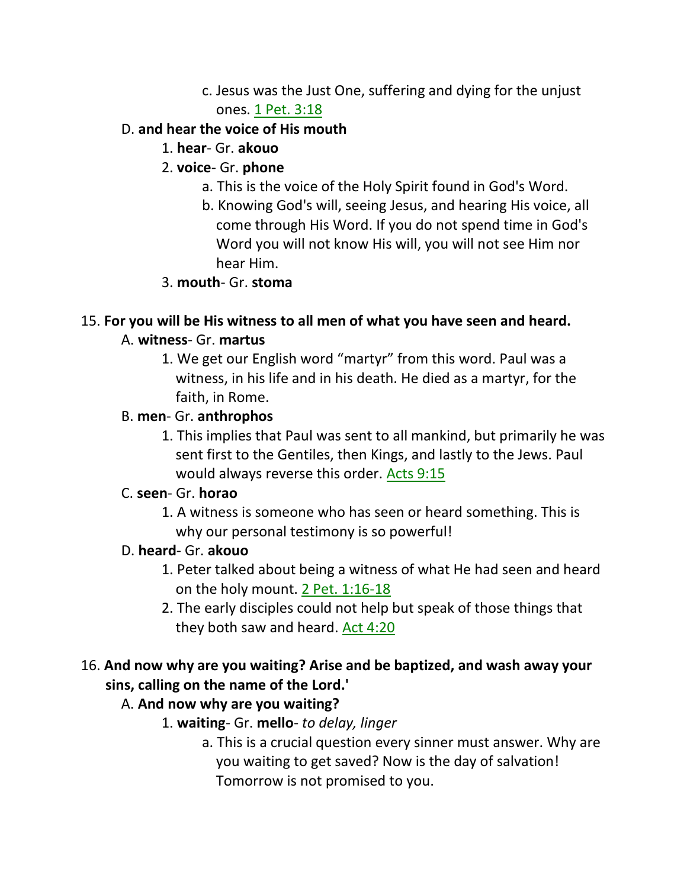c. Jesus was the Just One, suffering and dying for the unjust ones. 1 Pet. 3:18

D. **and hear the voice of His mouth**

1. **hear**- Gr. **akouo**
2. **voice**- Gr. **phone**
    a. This is the voice of the Holy Spirit found in God's Word.
    b. Knowing God's will, seeing Jesus, and hearing His voice, all come through His Word. If you do not spend time in God's Word you will not know His will, you will not see Him nor hear Him.
3. **mouth**- Gr. **stoma**

15. **For you will be His witness to all men of what you have seen and heard.**

A. **witness**- Gr. **martus**

1. We get our English word "martyr" from this word. Paul was a witness, in his life and in his death. He died as a martyr, for the faith, in Rome.

B. **men**- Gr. **anthrophos**

1. This implies that Paul was sent to all mankind, but primarily he was sent first to the Gentiles, then Kings, and lastly to the Jews. Paul would always reverse this order. Acts 9:15

C. **seen**- Gr. **horao**

1. A witness is someone who has seen or heard something. This is why our personal testimony is so powerful!

D. **heard**- Gr. **akouo**

1. Peter talked about being a witness of what He had seen and heard on the holy mount. 2 Pet. 1:16-18
2. The early disciples could not help but speak of those things that they both saw and heard. Act 4:20

16. **And now why are you waiting? Arise and be baptized, and wash away your sins, calling on the name of the Lord.'**

A. **And now why are you waiting?**

1. **waiting**- Gr. **mello**- *to delay, linger*
    a. This is a crucial question every sinner must answer. Why are you waiting to get saved? Now is the day of salvation! Tomorrow is not promised to you.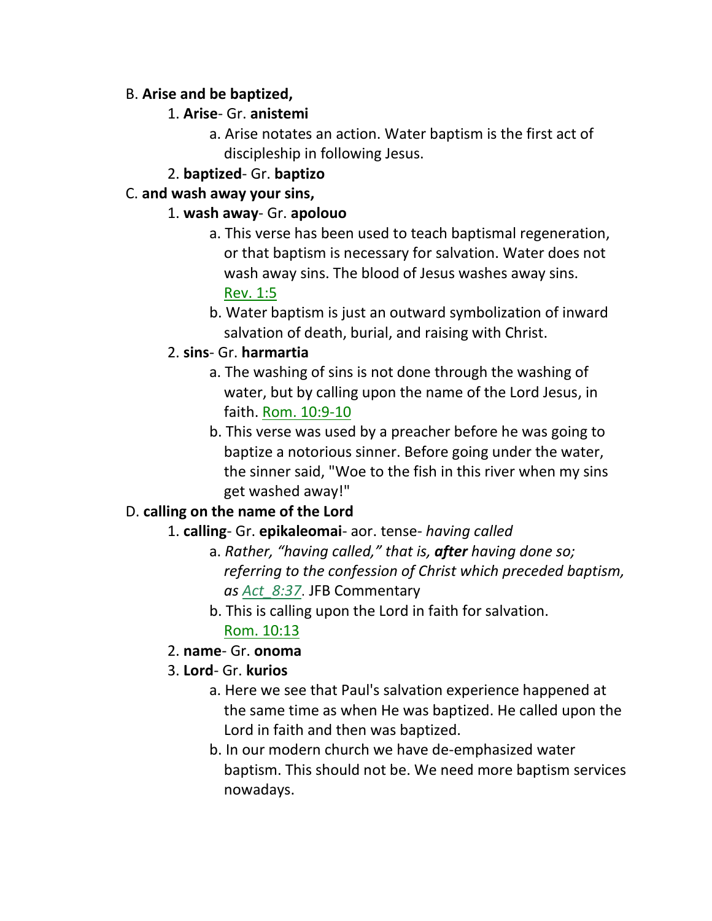B. **Arise and be baptized,**

1. **Arise**- Gr. **anistemi**
    a. Arise notates an action. Water baptism is the first act of discipleship in following Jesus.
2. **baptized**- Gr. **baptizo**

C. **and wash away your sins,**

1. **wash away**- Gr. **apolouo**
    a. This verse has been used to teach baptismal regeneration, or that baptism is necessary for salvation. Water does not wash away sins. The blood of Jesus washes away sins. Rev. 1:5
    b. Water baptism is just an outward symbolization of inward salvation of death, burial, and raising with Christ.
2. **sins**- Gr. **harmartia**
    a. The washing of sins is not done through the washing of water, but by calling upon the name of the Lord Jesus, in faith. Rom. 10:9-10
    b. This verse was used by a preacher before he was going to baptize a notorious sinner. Before going under the water, the sinner said, "Woe to the fish in this river when my sins get washed away!"

D. **calling on the name of the Lord**

1. **calling**- Gr. **epikaleomai**- aor. tense- *having called*
    a. *Rather, "having called," that is,* ***after*** *having done so; referring to the confession of Christ which preceded baptism, as Act_8:37.* JFB Commentary
    b. This is calling upon the Lord in faith for salvation. Rom. 10:13
2. **name**- Gr. **onoma**
3. **Lord**- Gr. **kurios**
    a. Here we see that Paul's salvation experience happened at the same time as when He was baptized. He called upon the Lord in faith and then was baptized.
    b. In our modern church we have de-emphasized water baptism. This should not be. We need more baptism services nowadays.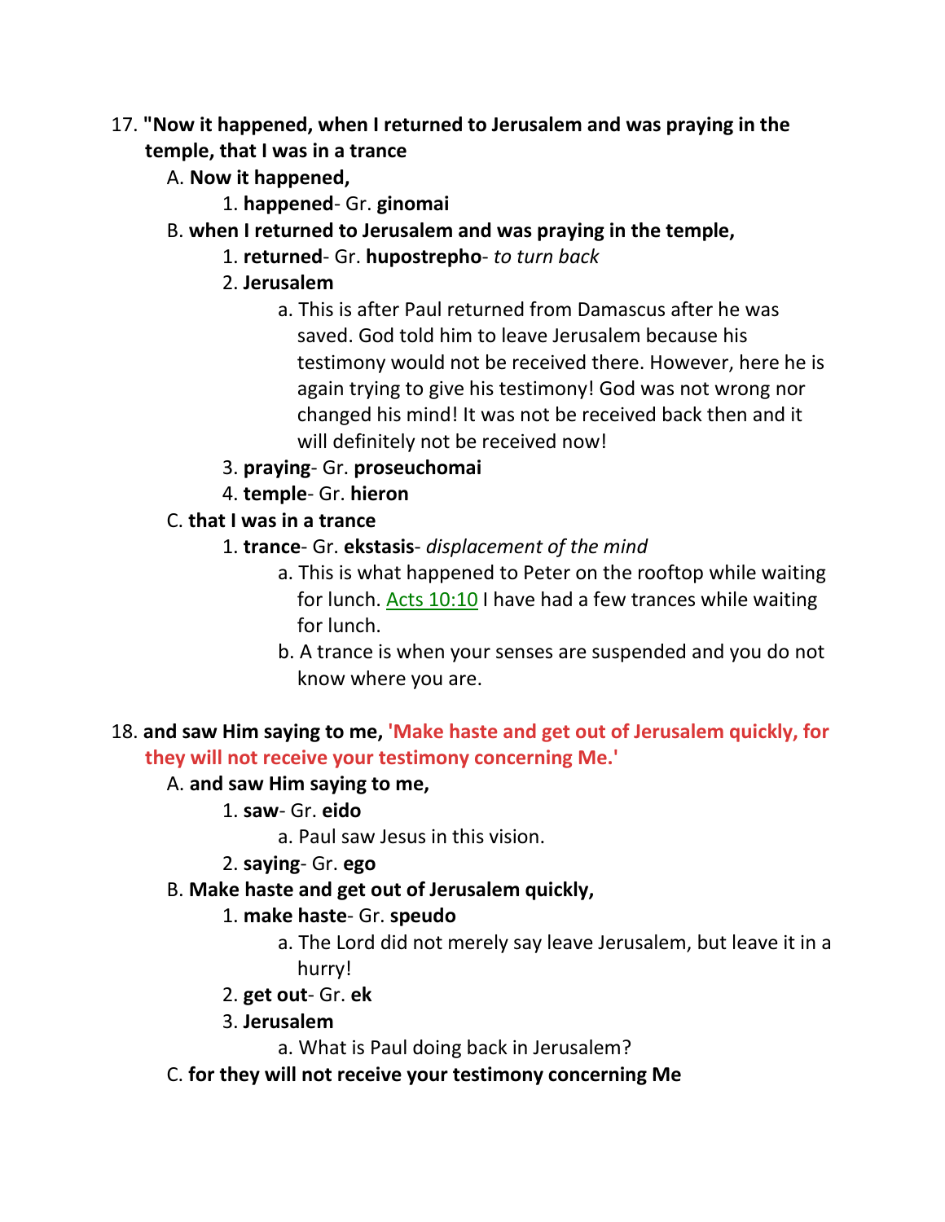17. **"Now it happened, when I returned to Jerusalem and was praying in the temple, that I was in a trance**
   A. **Now it happened,**
      1. **happened**- Gr. **ginomai**
   B. **when I returned to Jerusalem and was praying in the temple,**
      1. **returned**- Gr. **hupostrepho**- *to turn back*
      2. **Jerusalem**
         a. This is after Paul returned from Damascus after he was saved. God told him to leave Jerusalem because his testimony would not be received there. However, here he is again trying to give his testimony! God was not wrong nor changed his mind! It was not be received back then and it will definitely not be received now!
      3. **praying**- Gr. **proseuchomai**
      4. **temple**- Gr. **hieron**
   C. **that I was in a trance**
      1. **trance**- Gr. **ekstasis**- *displacement of the mind*
         a. This is what happened to Peter on the rooftop while waiting for lunch. Acts 10:10 I have had a few trances while waiting for lunch.
         b. A trance is when your senses are suspended and you do not know where you are.

18. **and saw Him saying to me, 'Make haste and get out of Jerusalem quickly, for they will not receive your testimony concerning Me.'**
   A. **and saw Him saying to me,**
      1. **saw**- Gr. **eido**
         a. Paul saw Jesus in this vision.
      2. **saying**- Gr. **ego**
   B. **Make haste and get out of Jerusalem quickly,**
      1. **make haste**- Gr. **speudo**
         a. The Lord did not merely say leave Jerusalem, but leave it in a hurry!
      2. **get out**- Gr. **ek**
      3. **Jerusalem**
         a. What is Paul doing back in Jerusalem?
   C. **for they will not receive your testimony concerning Me**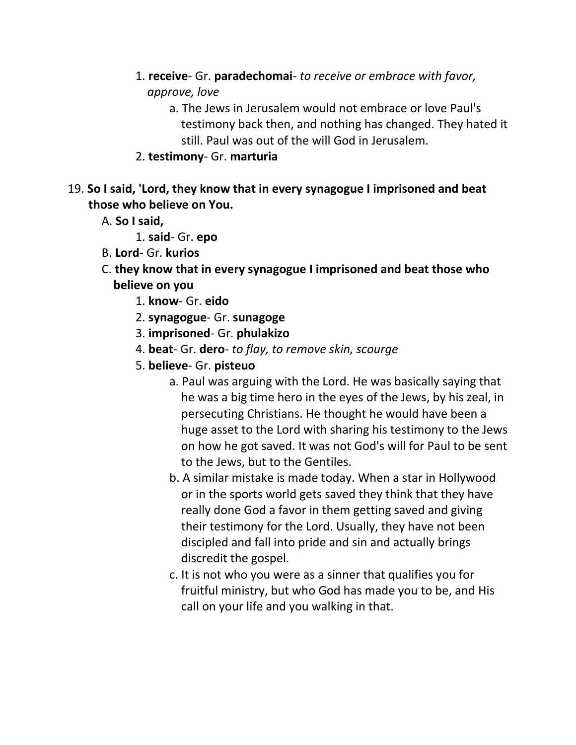1. **receive**- Gr. **paradechomai**- *to receive or embrace with favor, approve, love*
    a. The Jews in Jerusalem would not embrace or love Paul's testimony back then, and nothing has changed. They hated it still. Paul was out of the will God in Jerusalem.
2. **testimony**- Gr. **marturia**

19. **So I said, 'Lord, they know that in every synagogue I imprisoned and beat those who believe on You.**
    A. **So I said,**
        1. **said**- Gr. **epo**
    B. **Lord**- Gr. **kurios**
    C. **they know that in every synagogue I imprisoned and beat those who believe on you**
        1. **know**- Gr. **eido**
        2. **synagogue**- Gr. **sunagoge**
        3. **imprisoned**- Gr. **phulakizo**
        4. **beat**- Gr. **dero**- *to flay, to remove skin, scourge*
        5. **believe**- Gr. **pisteuo**
            a. Paul was arguing with the Lord. He was basically saying that he was a big time hero in the eyes of the Jews, by his zeal, in persecuting Christians. He thought he would have been a huge asset to the Lord with sharing his testimony to the Jews on how he got saved. It was not God's will for Paul to be sent to the Jews, but to the Gentiles.
            b. A similar mistake is made today. When a star in Hollywood or in the sports world gets saved they think that they have really done God a favor in them getting saved and giving their testimony for the Lord. Usually, they have not been discipled and fall into pride and sin and actually brings discredit the gospel.
            c. It is not who you were as a sinner that qualifies you for fruitful ministry, but who God has made you to be, and His call on your life and you walking in that.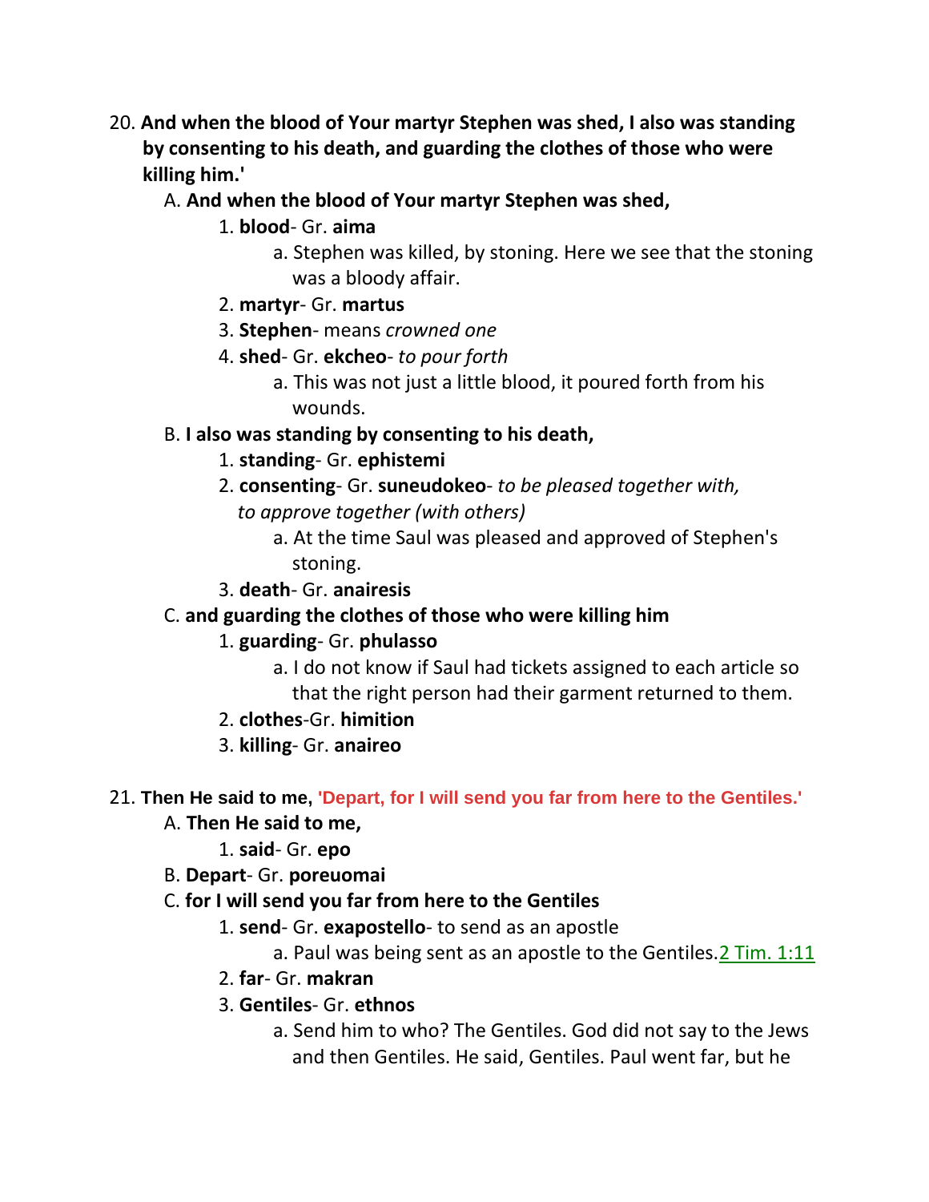20. **And when the blood of Your martyr Stephen was shed, I also was standing by consenting to his death, and guarding the clothes of those who were killing him.'**

   A. **And when the blood of Your martyr Stephen was shed,**

      1. **blood**- Gr. **aima**

         a. Stephen was killed, by stoning. Here we see that the stoning was a bloody affair.

      2. **martyr**- Gr. **martus**

      3. **Stephen**- means *crowned one*

      4. **shed**- Gr. **ekcheo**- *to pour forth*

         a. This was not just a little blood, it poured forth from his wounds.

   B. **I also was standing by consenting to his death,**

      1. **standing**- Gr. **ephistemi**

      2. **consenting**- Gr. **suneudokeo**- *to be pleased together with, to approve together (with others)*

         a. At the time Saul was pleased and approved of Stephen's stoning.

      3. **death**- Gr. **anairesis**

   C. **and guarding the clothes of those who were killing him**

      1. **guarding**- Gr. **phulasso**

         a. I do not know if Saul had tickets assigned to each article so that the right person had their garment returned to them.

      2. **clothes**-Gr. **himition**

      3. **killing**- Gr. **anaireo**

21. **Then He said to me, 'Depart, for I will send you far from here to the Gentiles.'**

   A. **Then He said to me,**

      1. **said**- Gr. **epo**

   B. **Depart**- Gr. **poreuomai**

   C. **for I will send you far from here to the Gentiles**

      1. **send**- Gr. **exapostello**- to send as an apostle

         a. Paul was being sent as an apostle to the Gentiles. 2 Tim. 1:11

      2. **far**- Gr. **makran**

      3. **Gentiles**- Gr. **ethnos**

         a. Send him to who? The Gentiles. God did not say to the Jews and then Gentiles. He said, Gentiles. Paul went far, but he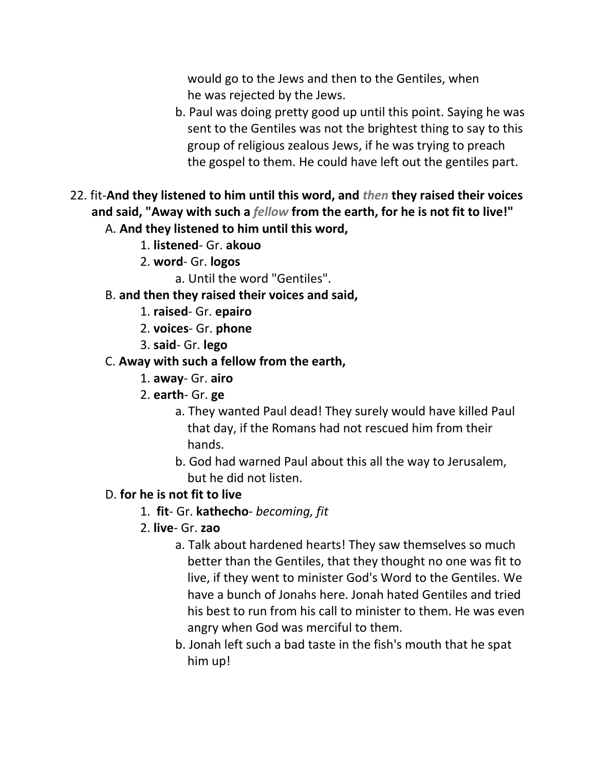would go to the Jews and then to the Gentiles, when he was rejected by the Jews.

b. Paul was doing pretty good up until this point. Saying he was sent to the Gentiles was not the brightest thing to say to this group of religious zealous Jews, if he was trying to preach the gospel to them. He could have left out the gentiles part.

22. fit-**And they listened to him until this word, and *then* they raised their voices and said, "Away with such a *fellow* from the earth, for he is not fit to live!"**

A. **And they listened to him until this word,**

1. **listened**- Gr. **akouo**
2. **word**- Gr. **logos**

a. Until the word "Gentiles".

B. **and then they raised their voices and said,**

1. **raised**- Gr. **epairo**
2. **voices**- Gr. **phone**
3. **said**- Gr. **lego**

C. **Away with such a fellow from the earth,**

1. **away**- Gr. **airo**
2. **earth**- Gr. **ge**

a. They wanted Paul dead! They surely would have killed Paul that day, if the Romans had not rescued him from their hands.

b. God had warned Paul about this all the way to Jerusalem, but he did not listen.

D. **for he is not fit to live**

1. **fit**- Gr. **kathecho**- *becoming, fit*
2. **live**- Gr. **zao**

a. Talk about hardened hearts! They saw themselves so much better than the Gentiles, that they thought no one was fit to live, if they went to minister God's Word to the Gentiles. We have a bunch of Jonahs here. Jonah hated Gentiles and tried his best to run from his call to minister to them. He was even angry when God was merciful to them.

b. Jonah left such a bad taste in the fish's mouth that he spat him up!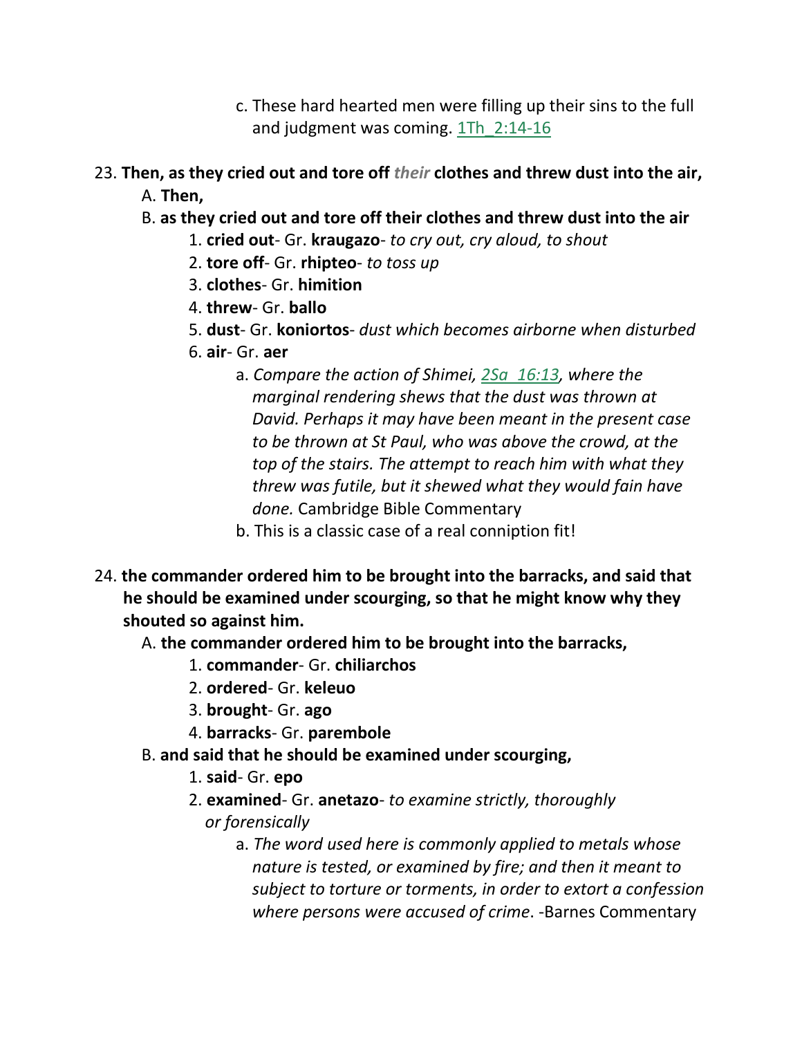c. These hard hearted men were filling up their sins to the full and judgment was coming. 1Th_2:14-16

23. **Then, as they cried out and tore off *their* clothes and threw dust into the air,**
   A. **Then,**
   B. **as they cried out and tore off their clothes and threw dust into the air**
      1. **cried out**- Gr. **kraugazo**- *to cry out, cry aloud, to shout*
      2. **tore off**- Gr. **rhipteo**- *to toss up*
      3. **clothes**- Gr. **himition**
      4. **threw**- Gr. **ballo**
      5. **dust**- Gr. **koniortos**- *dust which becomes airborne when disturbed*
      6. **air**- Gr. **aer**
         a. *Compare the action of Shimei, 2Sa_16:13, where the marginal rendering shews that the dust was thrown at David. Perhaps it may have been meant in the present case to be thrown at St Paul, who was above the crowd, at the top of the stairs. The attempt to reach him with what they threw was futile, but it shewed what they would fain have done.* Cambridge Bible Commentary
         b. This is a classic case of a real conniption fit!

24. **the commander ordered him to be brought into the barracks, and said that he should be examined under scourging, so that he might know why they shouted so against him.**
   A. **the commander ordered him to be brought into the barracks,**
      1. **commander**- Gr. **chiliarchos**
      2. **ordered**- Gr. **keleuo**
      3. **brought**- Gr. **ago**
      4. **barracks**- Gr. **parembole**
   B. **and said that he should be examined under scourging,**
      1. **said**- Gr. **epo**
      2. **examined**- Gr. **anetazo**- *to examine strictly, thoroughly or forensically*
         a. *The word used here is commonly applied to metals whose nature is tested, or examined by fire; and then it meant to subject to torture or torments, in order to extort a confession where persons were accused of crime*. -Barnes Commentary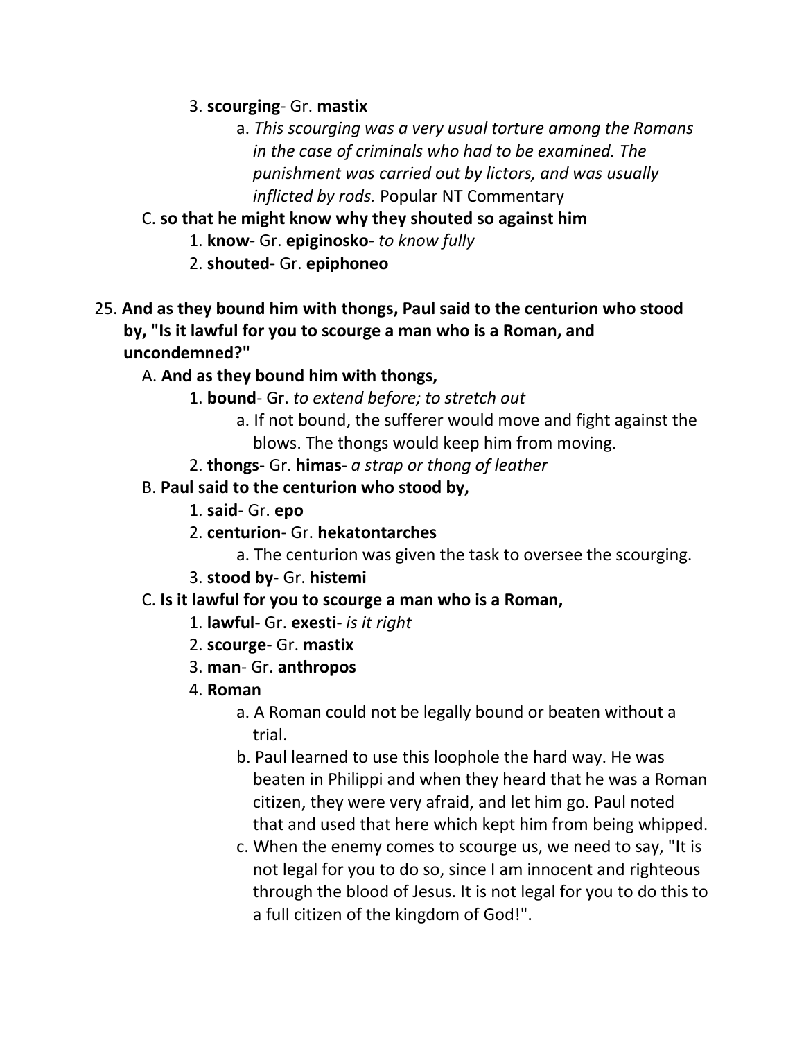3. **scourging**- Gr. **mastix**
    a. *This scourging was a very usual torture among the Romans in the case of criminals who had to be examined. The punishment was carried out by lictors, and was usually inflicted by rods.* Popular NT Commentary

C. **so that he might know why they shouted so against him**
1. **know**- Gr. **epiginosko**- *to know fully*
2. **shouted**- Gr. **epiphoneo**

25. **And as they bound him with thongs, Paul said to the centurion who stood by, "Is it lawful for you to scourge a man who is a Roman, and uncondemned?"**

A. **And as they bound him with thongs,**
1. **bound**- Gr. *to extend before; to stretch out*
    a. If not bound, the sufferer would move and fight against the blows. The thongs would keep him from moving.
2. **thongs**- Gr. **himas**- *a strap or thong of leather*

B. **Paul said to the centurion who stood by,**
1. **said**- Gr. **epo**
2. **centurion**- Gr. **hekatontarches**
    a. The centurion was given the task to oversee the scourging.
3. **stood by**- Gr. **histemi**

C. **Is it lawful for you to scourge a man who is a Roman,**
1. **lawful**- Gr. **exesti**- *is it right*
2. **scourge**- Gr. **mastix**
3. **man**- Gr. **anthropos**
4. **Roman**
    a. A Roman could not be legally bound or beaten without a trial.
    b. Paul learned to use this loophole the hard way. He was beaten in Philippi and when they heard that he was a Roman citizen, they were very afraid, and let him go. Paul noted that and used that here which kept him from being whipped.
    c. When the enemy comes to scourge us, we need to say, "It is not legal for you to do so, since I am innocent and righteous through the blood of Jesus. It is not legal for you to do this to a full citizen of the kingdom of God!".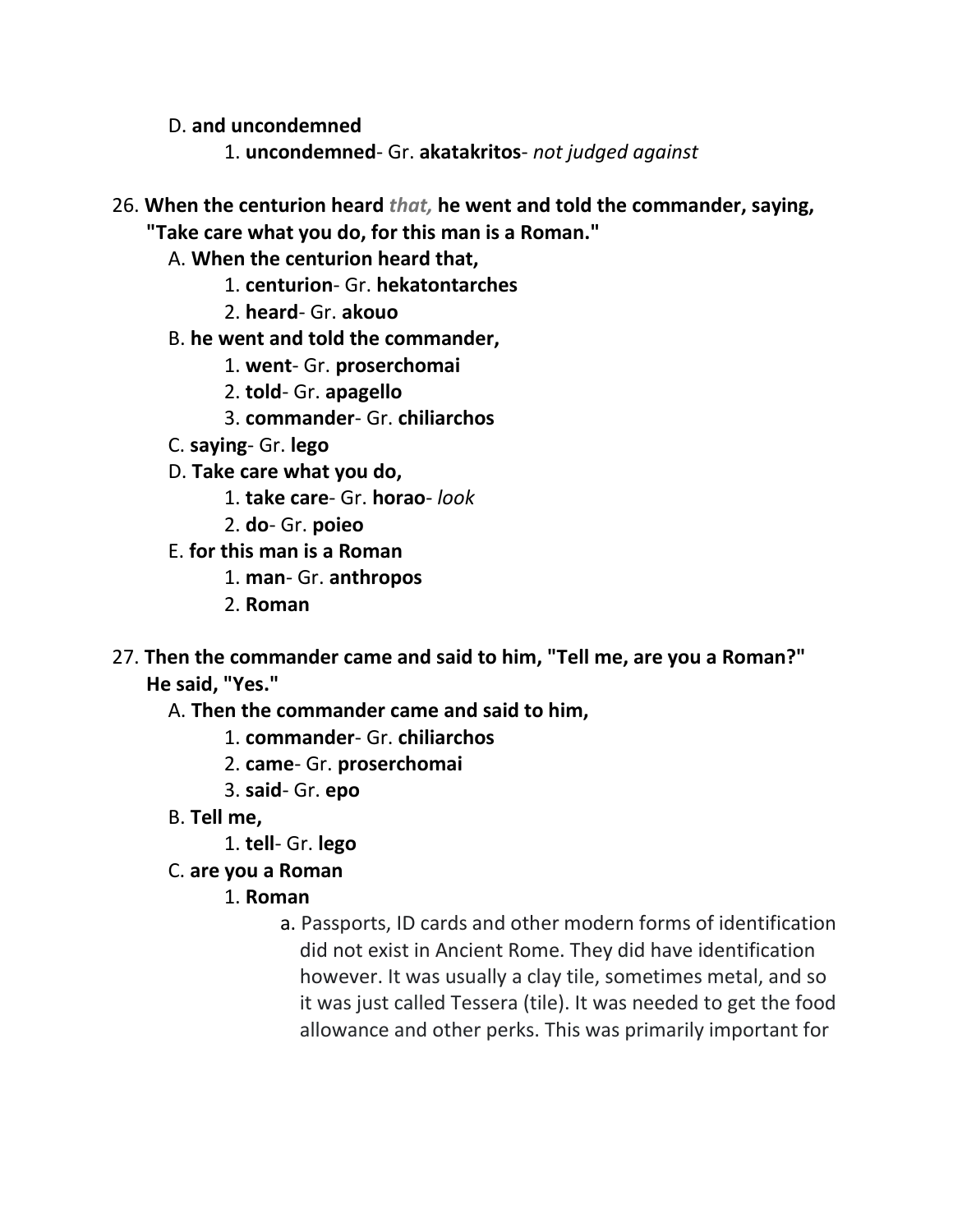D. **and uncondemned**

1. **uncondemned**- Gr. **akatakritos**- *not judged against*

26. **When the centurion heard *that,* he went and told the commander, saying, "Take care what you do, for this man is a Roman."**

A. **When the centurion heard that,**

1. **centurion**- Gr. **hekatontarches**
2. **heard**- Gr. **akouo**

B. **he went and told the commander,**

1. **went**- Gr. **proserchomai**
2. **told**- Gr. **apagello**
3. **commander**- Gr. **chiliarchos**

C. **saying**- Gr. **lego**

D. **Take care what you do,**

1. **take care**- Gr. **horao**- *look*
2. **do**- Gr. **poieo**

E. **for this man is a Roman**

1. **man**- Gr. **anthropos**
2. **Roman**

27. **Then the commander came and said to him, "Tell me, are you a Roman?" He said, "Yes."**

A. **Then the commander came and said to him,**

1. **commander**- Gr. **chiliarchos**
2. **came**- Gr. **proserchomai**
3. **said**- Gr. **epo**

B. **Tell me,**

1. **tell**- Gr. **lego**

C. **are you a Roman**

1. **Roman**

a. Passports, ID cards and other modern forms of identification did not exist in Ancient Rome. They did have identification however. It was usually a clay tile, sometimes metal, and so it was just called Tessera (tile). It was needed to get the food allowance and other perks. This was primarily important for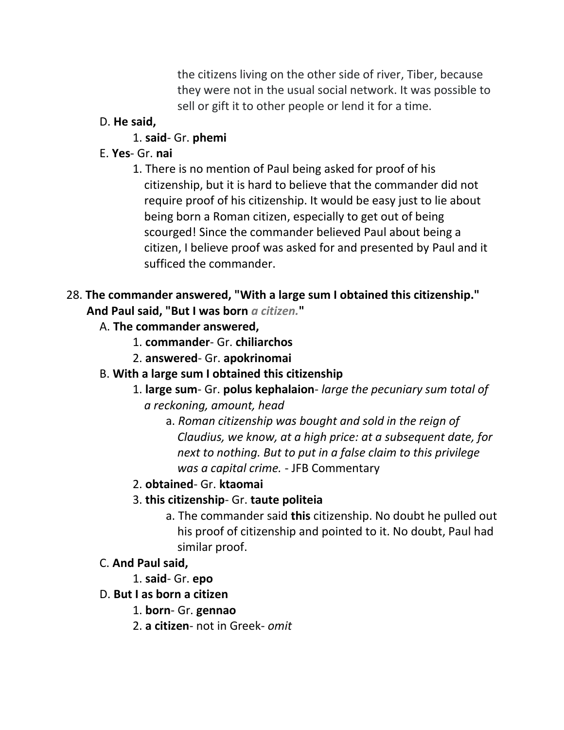the citizens living on the other side of river, Tiber, because they were not in the usual social network. It was possible to sell or gift it to other people or lend it for a time.

D. **He said,**

1. **said**- Gr. **phemi**

E. **Yes**- Gr. **nai**

1. There is no mention of Paul being asked for proof of his citizenship, but it is hard to believe that the commander did not require proof of his citizenship. It would be easy just to lie about being born a Roman citizen, especially to get out of being scourged! Since the commander believed Paul about being a citizen, I believe proof was asked for and presented by Paul and it sufficed the commander.

28. **The commander answered, "With a large sum I obtained this citizenship." And Paul said, "But I was born *a citizen.*"**

A. **The commander answered,**

1. **commander**- Gr. **chiliarchos**
2. **answered**- Gr. **apokrinomai**

B. **With a large sum I obtained this citizenship**

1. **large sum**- Gr. **polus kephalaion**- *large the pecuniary sum total of a reckoning, amount, head*

   a. *Roman citizenship was bought and sold in the reign of Claudius, we know, at a high price: at a subsequent date, for next to nothing. But to put in a false claim to this privilege was a capital crime.* - JFB Commentary

2. **obtained**- Gr. **ktaomai**
3. **this citizenship**- Gr. **taute politeia**

   a. The commander said **this** citizenship. No doubt he pulled out his proof of citizenship and pointed to it. No doubt, Paul had similar proof.

C. **And Paul said,**

1. **said**- Gr. **epo**

D. **But I as born a citizen**

1. **born**- Gr. **gennao**
2. **a citizen**- not in Greek- *omit*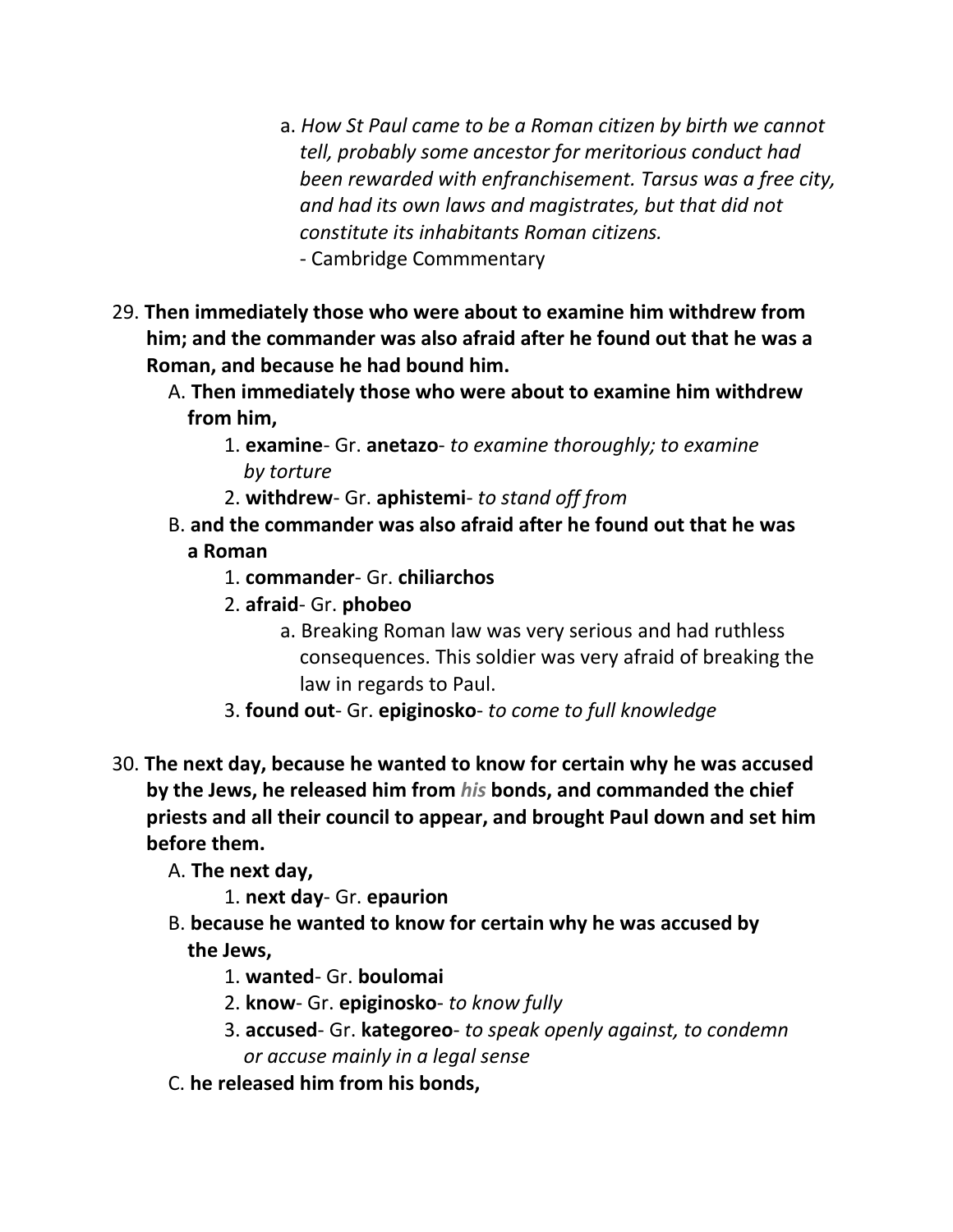a. *How St Paul came to be a Roman citizen by birth we cannot tell, probably some ancestor for meritorious conduct had been rewarded with enfranchisement. Tarsus was a free city, and had its own laws and magistrates, but that did not constitute its inhabitants Roman citizens.*
- Cambridge Commmentary

29. **Then immediately those who were about to examine him withdrew from him; and the commander was also afraid after he found out that he was a Roman, and because he had bound him.**
   A. **Then immediately those who were about to examine him withdrew from him,**
      1. **examine**- Gr. **anetazo**- *to examine thoroughly; to examine by torture*
      2. **withdrew**- Gr. **aphistemi**- *to stand off from*
   B. **and the commander was also afraid after he found out that he was a Roman**
      1. **commander**- Gr. **chiliarchos**
      2. **afraid**- Gr. **phobeo**
         a. Breaking Roman law was very serious and had ruthless consequences. This soldier was very afraid of breaking the law in regards to Paul.
      3. **found out**- Gr. **epiginosko**- *to come to full knowledge*

30. **The next day, because he wanted to know for certain why he was accused by the Jews, he released him from *his* bonds, and commanded the chief priests and all their council to appear, and brought Paul down and set him before them.**
   A. **The next day,**
      1. **next day**- Gr. **epaurion**
   B. **because he wanted to know for certain why he was accused by the Jews,**
      1. **wanted**- Gr. **boulomai**
      2. **know**- Gr. **epiginosko**- *to know fully*
      3. **accused**- Gr. **kategoreo**- *to speak openly against, to condemn or accuse mainly in a legal sense*
   C. **he released him from his bonds,**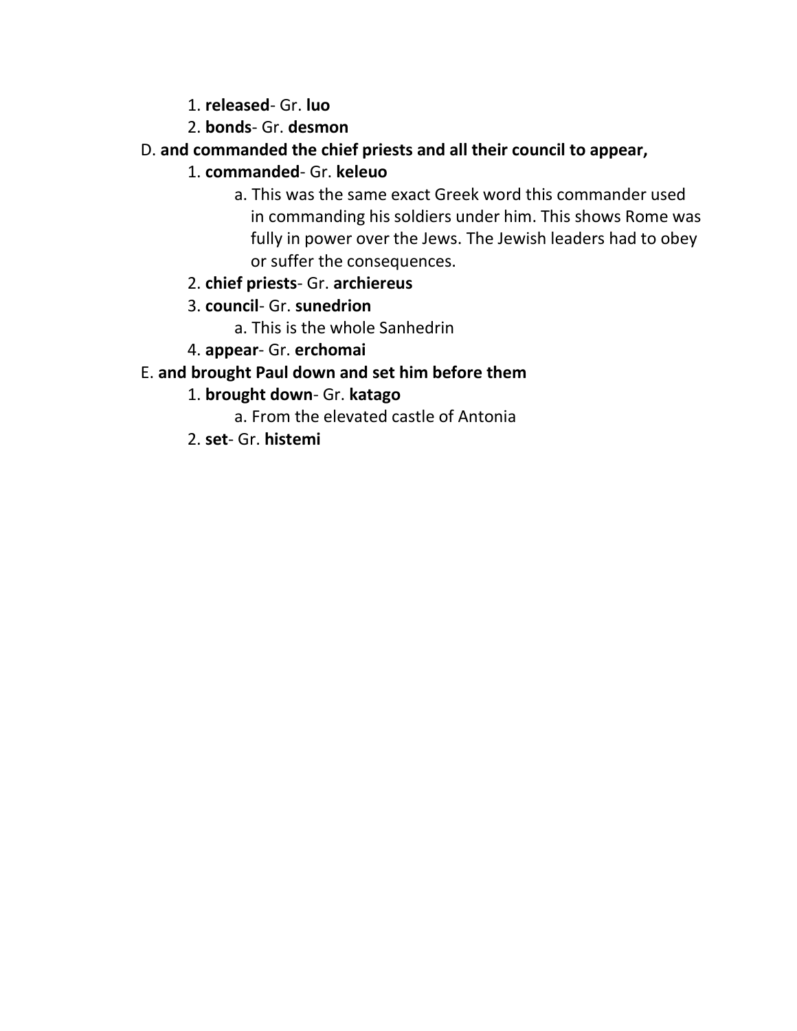1. **released**- Gr. **luo**
2. **bonds**- Gr. **desmon**

D. **and commanded the chief priests and all their council to appear,**

1. **commanded**- Gr. **keleuo**
    a. This was the same exact Greek word this commander used in commanding his soldiers under him. This shows Rome was fully in power over the Jews. The Jewish leaders had to obey or suffer the consequences.
2. **chief priests**- Gr. **archiereus**
3. **council**- Gr. **sunedrion**
    a. This is the whole Sanhedrin
4. **appear**- Gr. **erchomai**

E. **and brought Paul down and set him before them**

1. **brought down**- Gr. **katago**
    a. From the elevated castle of Antonia
2. **set**- Gr. **histemi**